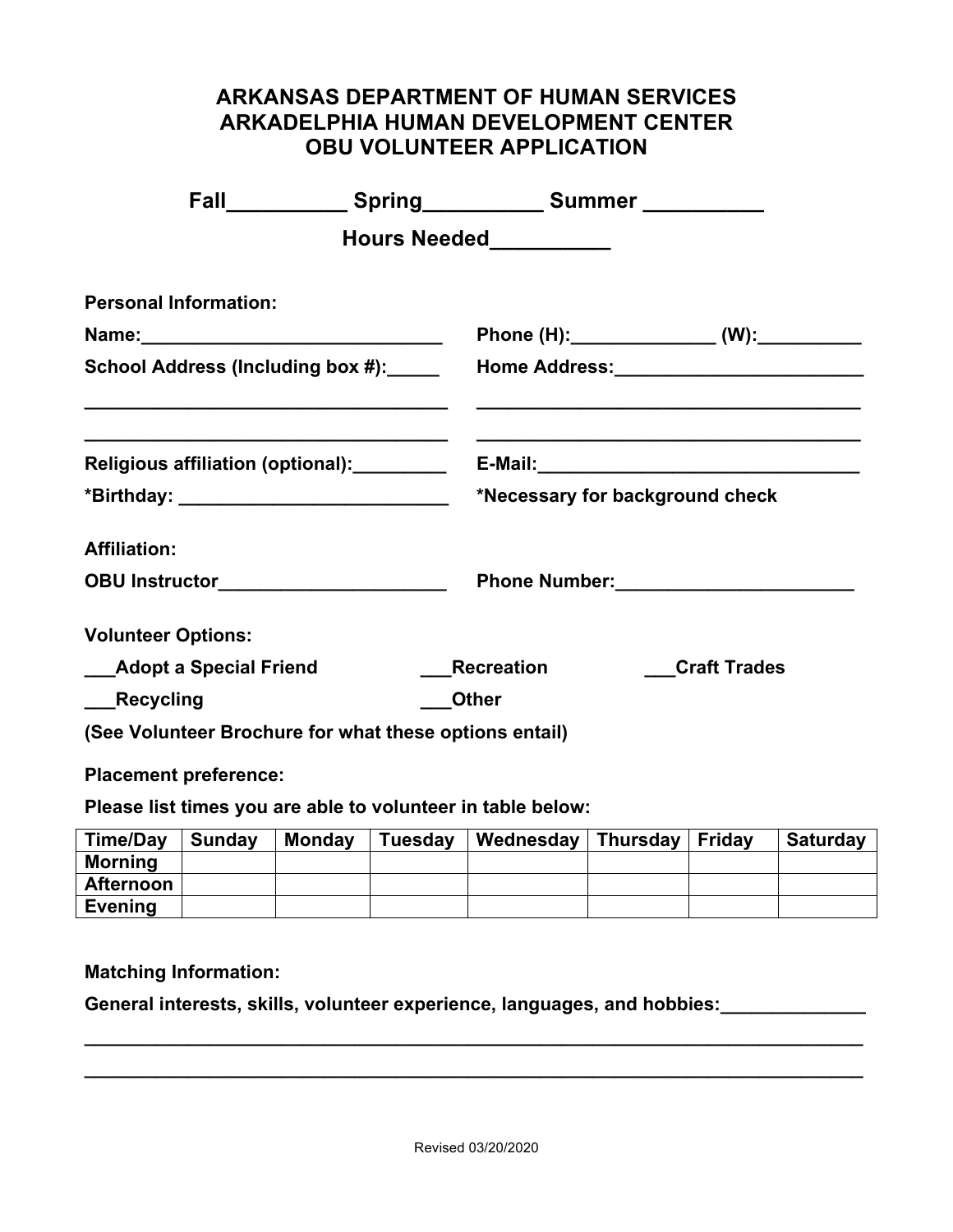# ARKANSAS DEPARTMENT OF HUMAN SERVICES
# ARKADELPHIA HUMAN DEVELOPMENT CENTER
# OBU VOLUNTEER APPLICATION

**Fall__________ Spring__________ Summer __________**

**Hours Needed__________**

**Personal Information:**

**Name:_____________________________**

**Phone (H):______________ (W):__________**

**School Address (Including box #):_____**

___________________________________

___________________________________

**Home Address:________________________**

_______________________________________

_______________________________________

**Religious affiliation (optional):_________**

**E-Mail:________________________________**

***Birthday: __________________________**

***Necessary for background check**

**Affiliation:**

**OBU Instructor_____________________**

**Phone Number:______________________**

**Volunteer Options:**

**___Adopt a Special Friend** **___Recreation** **___Craft Trades**

**___Recycling** **___Other**

**(See Volunteer Brochure for what these options entail)**

**Placement preference:**

**Please list times you are able to volunteer in table below:**

| Time/Day | Sunday | Monday | Tuesday | Wednesday | Thursday | Friday | Saturday |
|---|---|---|---|---|---|---|---|
| Morning | | | | | | | |
| Afternoon | | | | | | | |
| Evening | | | | | | | |

**Matching Information:**

**General interests, skills, volunteer experience, languages, and hobbies:______________**

_____________________________________________________________________________

_____________________________________________________________________________

Revised 03/20/2020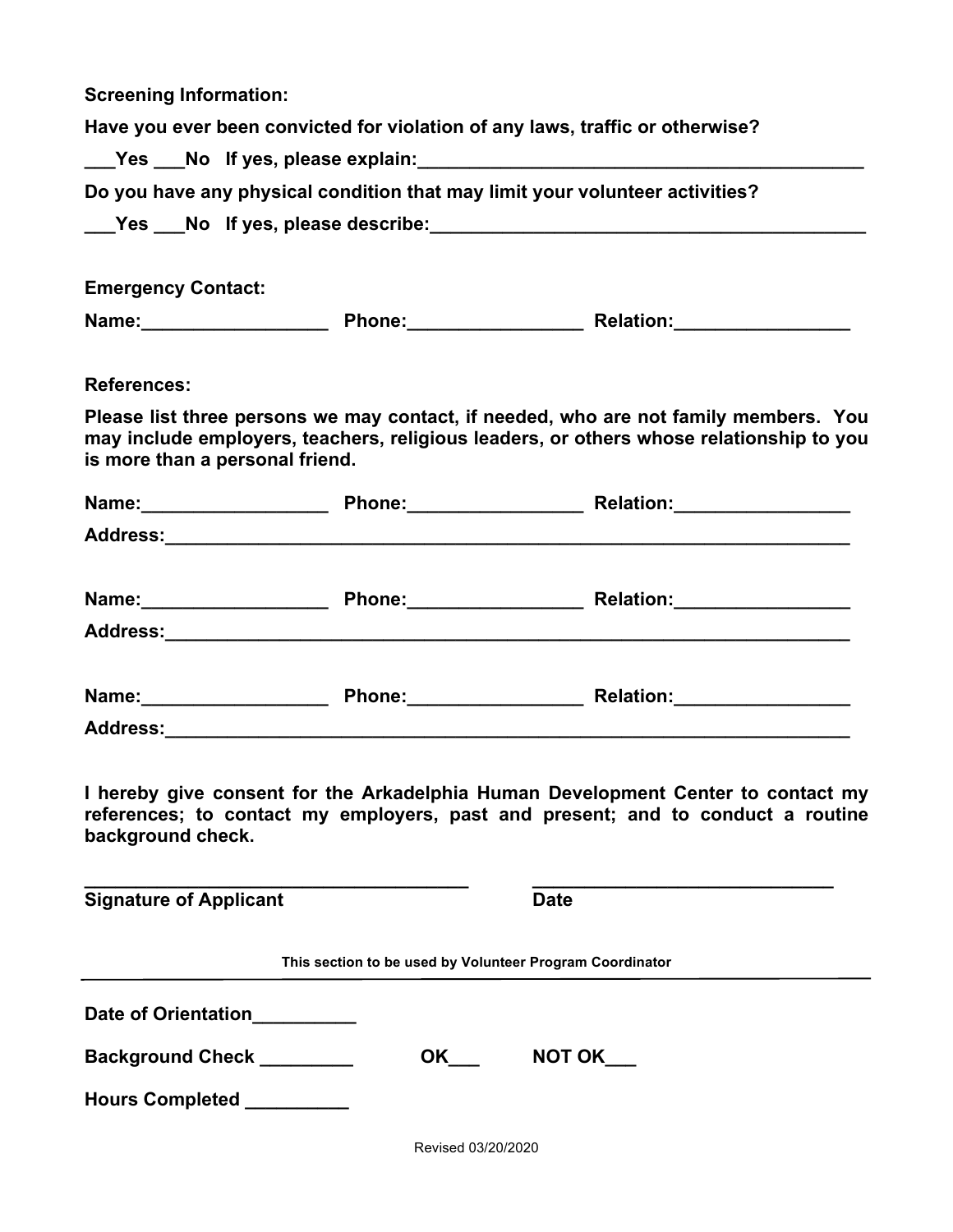**Screening Information:**

**Have you ever been convicted for violation of any laws, traffic or otherwise?**

**___Yes ___No If yes, please explain:___________________________________________**

**Do you have any physical condition that may limit your volunteer activities?**

**___Yes ___No If yes, please describe:__________________________________________**

**Emergency Contact:**

**Name:_________________ Phone:________________ Relation:________________**

**References:**

**Please list three persons we may contact, if needed, who are not family members. You may include employers, teachers, religious leaders, or others whose relationship to you is more than a personal friend.**

**Name:_________________ Phone:________________ Relation:________________**

**Address:_________________________________________________________________**

**Name:_________________ Phone:________________ Relation:________________**

**Address:_________________________________________________________________**

**Name:_________________ Phone:________________ Relation:________________**

**Address:_________________________________________________________________**

**I hereby give consent for the Arkadelphia Human Development Center to contact my references; to contact my employers, past and present; and to conduct a routine background check.**

**____________________________________ ____________________________**

**Signature of Applicant Date**

**This section to be used by Volunteer Program Coordinator**

---

**Date of Orientation__________**

**Background Check _________ OK___ NOT OK___**

**Hours Completed __________**

Revised 03/20/2020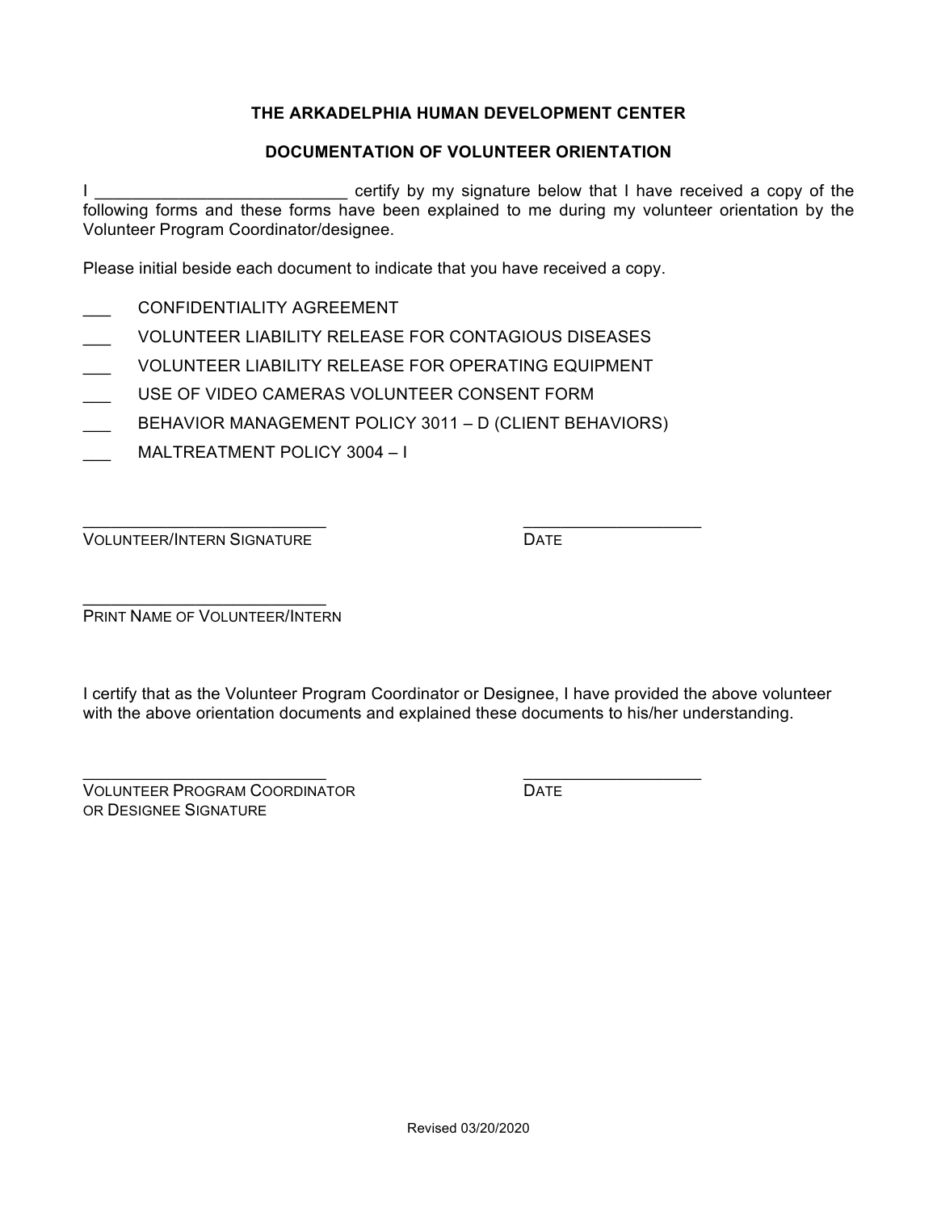# THE ARKADELPHIA HUMAN DEVELOPMENT CENTER

## DOCUMENTATION OF VOLUNTEER ORIENTATION

I ___________________________ certify by my signature below that I have received a copy of the following forms and these forms have been explained to me during my volunteer orientation by the Volunteer Program Coordinator/designee.

Please initial beside each document to indicate that you have received a copy.

___ CONFIDENTIALITY AGREEMENT

___ VOLUNTEER LIABILITY RELEASE FOR CONTAGIOUS DISEASES

___ VOLUNTEER LIABILITY RELEASE FOR OPERATING EQUIPMENT

___ USE OF VIDEO CAMERAS VOLUNTEER CONSENT FORM

___ BEHAVIOR MANAGEMENT POLICY 3011 – D (CLIENT BEHAVIORS)

___ MALTREATMENT POLICY 3004 – I

___________________________ ___________________

VOLUNTEER/INTERN SIGNATURE DATE

___________________________

PRINT NAME OF VOLUNTEER/INTERN

I certify that as the Volunteer Program Coordinator or Designee, I have provided the above volunteer with the above orientation documents and explained these documents to his/her understanding.

___________________________ ___________________

VOLUNTEER PROGRAM COORDINATOR OR DESIGNEE SIGNATURE DATE

Revised 03/20/2020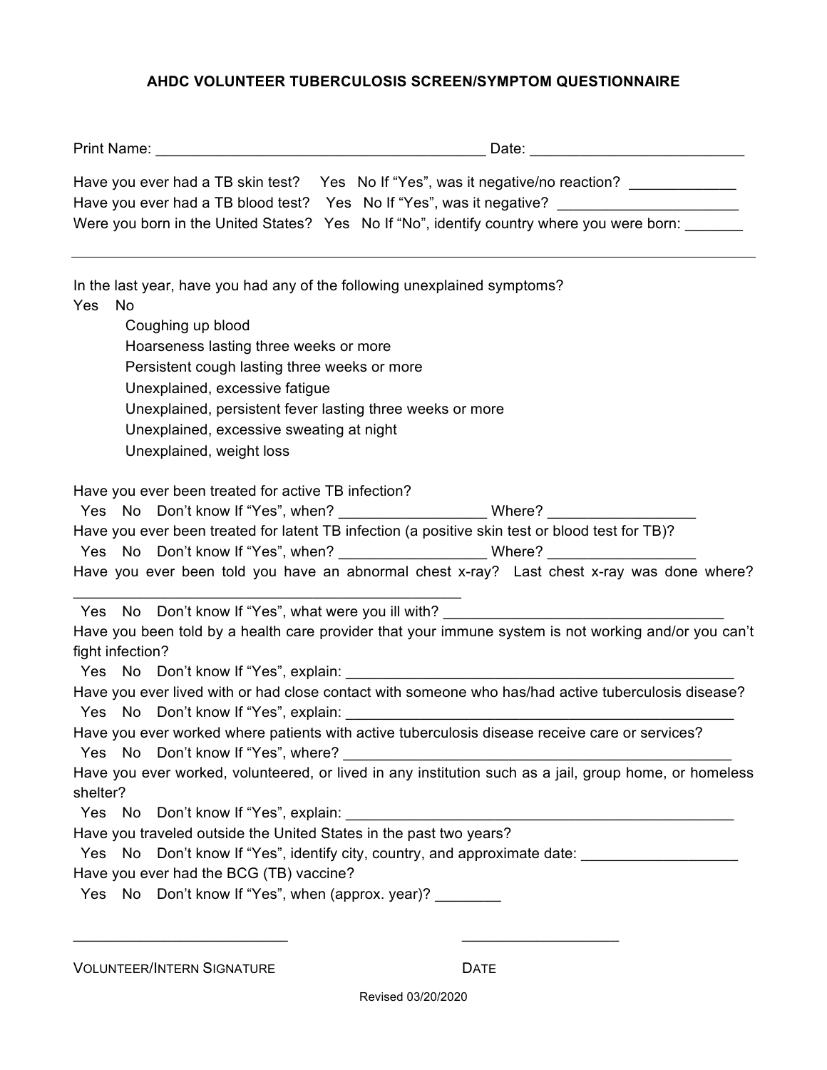# AHDC VOLUNTEER TUBERCULOSIS SCREEN/SYMPTOM QUESTIONNAIRE

Print Name: ________________________________________ Date: __________________________

Have you ever had a TB skin test? Yes No If "Yes", was it negative/no reaction? _____________

Have you ever had a TB blood test? Yes No If "Yes", was it negative? ______________________

Were you born in the United States? Yes No If "No", identify country where you were born: _______

---

In the last year, have you had any of the following unexplained symptoms?

Yes No

- Coughing up blood
- Hoarseness lasting three weeks or more
- Persistent cough lasting three weeks or more
- Unexplained, excessive fatigue
- Unexplained, persistent fever lasting three weeks or more
- Unexplained, excessive sweating at night
- Unexplained, weight loss

Have you ever been treated for active TB infection?

Yes No Don't know If "Yes", when? _________________ Where? __________________

Have you ever been treated for latent TB infection (a positive skin test or blood test for TB)?

Yes No Don't know If "Yes", when? _________________ Where? __________________

Have you ever been told you have an abnormal chest x-ray? Last chest x-ray was done where? ________________________________________________

Yes No Don't know If "Yes", what were you ill with? __________________________________

Have you been told by a health care provider that your immune system is not working and/or you can't fight infection?

Yes No Don't know If "Yes", explain: _________________________________________________

Have you ever lived with or had close contact with someone who has/had active tuberculosis disease?

Yes No Don't know If "Yes", explain: _________________________________________________

Have you ever worked where patients with active tuberculosis disease receive care or services?

Yes No Don't know If "Yes", where? _________________________________________________

Have you ever worked, volunteered, or lived in any institution such as a jail, group home, or homeless shelter?

Yes No Don't know If "Yes", explain: _________________________________________________

Have you traveled outside the United States in the past two years?

Yes No Don't know If "Yes", identify city, country, and approximate date: ___________________

Have you ever had the BCG (TB) vaccine?

Yes No Don't know If "Yes", when (approx. year)? ________

__________________________ ___________________

VOLUNTEER/INTERN SIGNATURE DATE

Revised 03/20/2020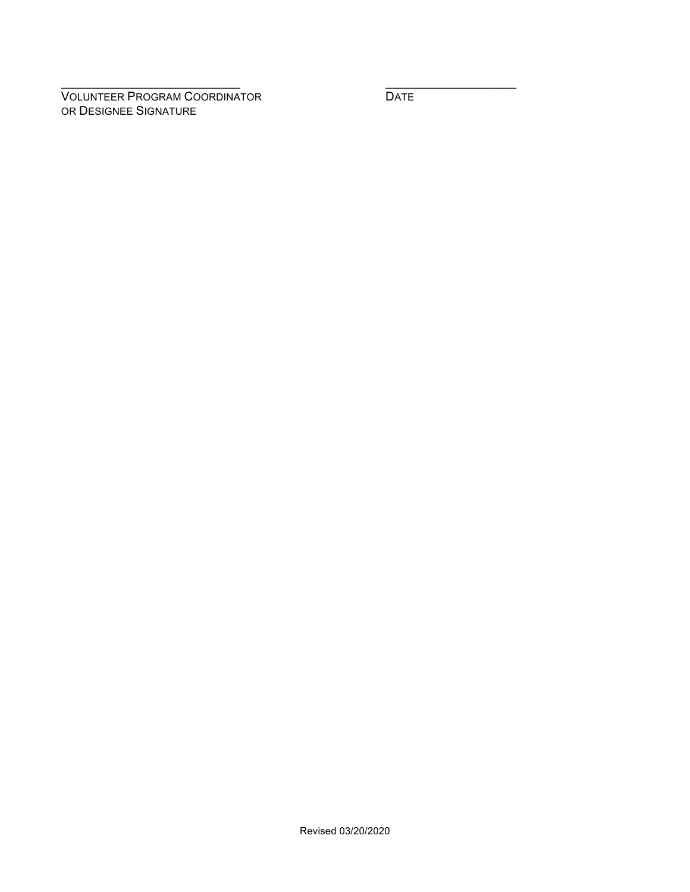\_\_\_\_\_\_\_\_\_\_\_\_\_\_\_\_\_\_\_\_\_\_\_\_\_\_\_ \_\_\_\_\_\_\_\_\_\_\_\_\_\_\_\_\_\_\_\_

VOLUNTEER PROGRAM COORDINATOR OR DESIGNEE SIGNATURE DATE

Revised 03/20/2020